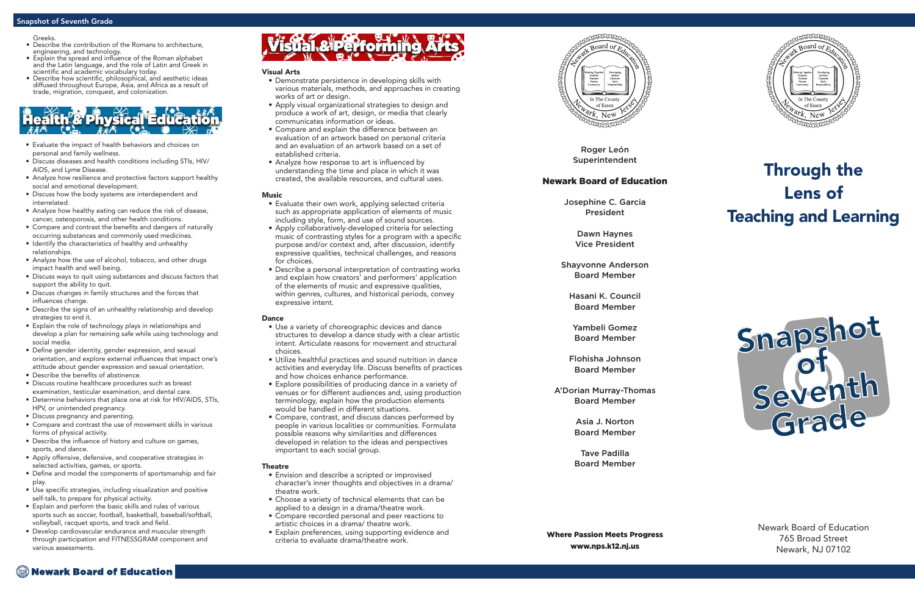Greeks.

- Describe the contribution of the Romans to architecture, engineering, and technology.
- Explain the spread and influence of the Roman alphabet and the Latin language, and the role of Latin and Greek in scientific and academic vocabulary today.
- Describe how scientific, philosophical, and aesthetic ideas diffused throughout Europe, Asia, and Africa as a result of trade, migration, conquest, and colonization.

## Health & Physical Education

- Evaluate the impact of health behaviors and choices on personal and family wellness.
- Discuss diseases and health conditions including STIs, HIV/AIDS, and Lyme Disease.
- Analyze how resilience and protective factors support healthy social and emotional development.
- Discuss how the body systems are interdependent and interrelated.
- Analyze how healthy eating can reduce the risk of disease, cancer, osteoporosis, and other health conditions.
- Compare and contrast the benefits and dangers of naturally occurring substances and commonly used medicines.
- Identify the characteristics of healthy and unhealthy relationships.
- Analyze how the use of alcohol, tobacco, and other drugs impact health and well being.
- Discuss ways to quit using substances and discuss factors that support the ability to quit.
- Discuss changes in family structures and the forces that influences change.
- Describe the signs of an unhealthy relationship and develop strategies to end it.
- Explain the role of technology plays in relationships and develop a plan for remaining safe while using technology and social media.
- Define gender identity, gender expression, and sexual orientation, and explore external influences that impact one's attitude about gender expression and sexual orientation.
- Describe the benefits of abstinence.
- Discuss routine healthcare procedures such as breast examination, testicular examination, and dental care.
- Determine behaviors that place one at risk for HIV/AIDS, STIs, HPV, or unintended pregnancy.
- Discuss pregnancy and parenting.
- Compare and contrast the use of movement skills in various forms of physical activity.
- Describe the influence of history and culture on games, sports, and dance.
- Apply offensive, defensive, and cooperative strategies in selected activities, games, or sports.
- Define and model the components of sportsmanship and fair play.
- Use specific strategies, including visualization and positive self-talk, to prepare for physical activity.
- Explain and perform the basic skills and rules of various sports such as soccer, football, basketball, baseball/softball, volleyball, racquet sports, and track and field.
- Develop cardiovascular endurance and muscular strength through participation and FITNESSGRAM component and various assessments.

## Visual & Performing Arts

### Visual Arts

- Demonstrate persistence in developing skills with various materials, methods, and approaches in creating works of art or design.
- Apply visual organizational strategies to design and produce a work of art, design, or media that clearly communicates information or ideas.
- Compare and explain the difference between an evaluation of an artwork based on personal criteria and an evaluation of an artwork based on a set of established criteria.
- Analyze how response to art is influenced by understanding the time and place in which it was created, the available resources, and cultural uses.

### Music

- Evaluate their own work, applying selected criteria such as appropriate application of elements of music including style, form, and use of sound sources.
- Apply collaboratively-developed criteria for selecting music of contrasting styles for a program with a specific purpose and/or context and, after discussion, identify expressive qualities, technical challenges, and reasons for choices.
- Describe a personal interpretation of contrasting works and explain how creators' and performers' application of the elements of music and expressive qualities, within genres, cultures, and historical periods, convey expressive intent.

### Dance

- Use a variety of choreographic devices and dance structures to develop a dance study with a clear artistic intent. Articulate reasons for movement and structural choices.
- Utilize healthful practices and sound nutrition in dance activities and everyday life. Discuss benefits of practices and how choices enhance performance.
- Explore possibilities of producing dance in a variety of venues or for different audiences and, using production terminology, explain how the production elements would be handled in different situations.
- Compare, contrast, and discuss dances performed by people in various localities or communities. Formulate possible reasons why similarities and differences developed in relation to the ideas and perspectives important to each social group.

### Theatre

- Envision and describe a scripted or improvised character's inner thoughts and objectives in a drama/ theatre work.
- Choose a variety of technical elements that can be applied to a design in a drama/theatre work.
- Compare recorded personal and peer reactions to artistic choices in a drama/ theatre work.
- Explain preferences, using supporting evidence and criteria to evaluate drama/theatre work.

---

**Roger León**
Superintendent

## Newark Board of Education

**Josephine C. Garcia**
President

**Dawn Haynes**
Vice President

**Shayvonne Anderson**
Board Member

**Hasani K. Council**
Board Member

**Yambeli Gomez**
Board Member

**Flohisha Johnson**
Board Member

**A'Dorian Murray-Thomas**
Board Member

**Asia J. Norton**
Board Member

**Tave Padilla**
Board Member

**Where Passion Meets Progress**
**www.nps.k12.nj.us**

---

# Through the Lens of Teaching and Learning

# Snapshot of Seventh Grade

Newark Board of Education
765 Broad Street
Newark, NJ 07102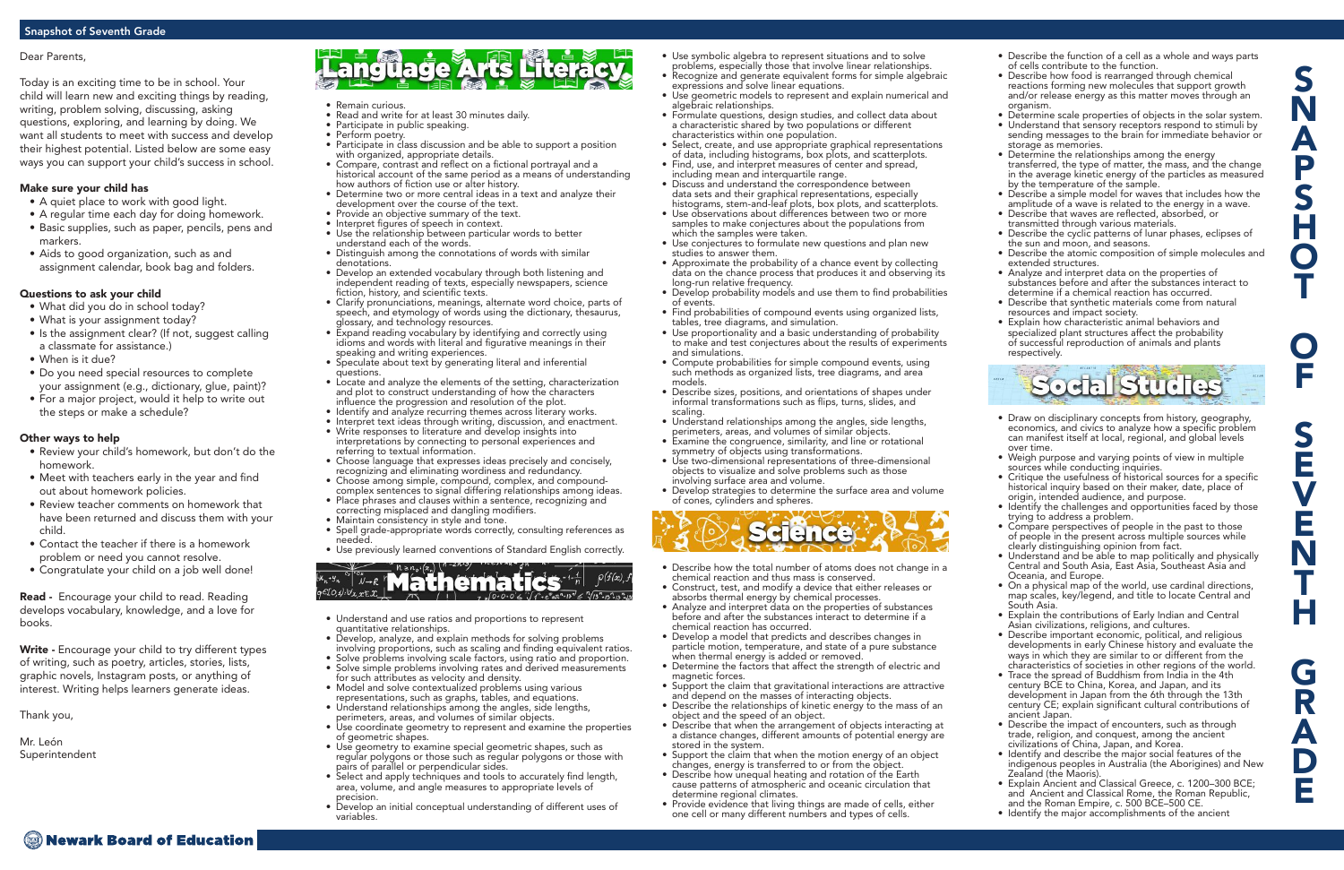Snapshot of Seventh Grade

Dear Parents,

Today is an exciting time to be in school. Your child will learn new and exciting things by reading, writing, problem solving, discussing, asking questions, exploring, and learning by doing. We want all students to meet with success and develop their highest potential. Listed below are some easy ways you can support your child's success in school.

**Make sure your child has**

- A quiet place to work with good light.
- A regular time each day for doing homework.
- Basic supplies, such as paper, pencils, pens and markers.
- Aids to good organization, such as and assignment calendar, book bag and folders.

**Questions to ask your child**

- What did you do in school today?
- What is your assignment today?
- Is the assignment clear? (If not, suggest calling a classmate for assistance.)
- When is it due?
- Do you need special resources to complete your assignment (e.g., dictionary, glue, paint)?
- For a major project, would it help to write out the steps or make a schedule?

**Other ways to help**

- Review your child's homework, but don't do the homework.
- Meet with teachers early in the year and find out about homework policies.
- Review teacher comments on homework that have been returned and discuss them with your child.
- Contact the teacher if there is a homework problem or need you cannot resolve.
- Congratulate your child on a job well done!

**Read -** Encourage your child to read. Reading develops vocabulary, knowledge, and a love for books.

**Write -** Encourage your child to try different types of writing, such as poetry, articles, stories, lists, graphic novels, Instagram posts, or anything of interest. Writing helps learners generate ideas.

Thank you,

Mr. León
Superintendent

## Language Arts Literacy

- Remain curious.
- Read and write for at least 30 minutes daily.
- Participate in public speaking.
- Perform poetry.
- Participate in class discussion and be able to support a position with organized, appropriate details.
- Compare, contrast and reflect on a fictional portrayal and a historical account of the same period as a means of understanding how authors of fiction use or alter history.
- Determine two or more central ideas in a text and analyze their development over the course of the text.
- Provide an objective summary of the text.
- Interpret figures of speech in context.
- Use the relationship between particular words to better understand each of the words.
- Distinguish among the connotations of words with similar denotations.
- Develop an extended vocabulary through both listening and independent reading of texts, especially newspapers, science fiction, history, and scientific texts.
- Clarify pronunciations, meanings, alternate word choice, parts of speech, and etymology of words using the dictionary, thesaurus, glossary, and technology resources.
- Expand reading vocabulary by identifying and correctly using idioms and words with literal and figurative meanings in their speaking and writing experiences.
- Speculate about text by generating literal and inferential questions.
- Locate and analyze the elements of the setting, characterization and plot to construct understanding of how the characters influence the progression and resolution of the plot.
- Identify and analyze recurring themes across literary works.
- Interpret text ideas through writing, discussion, and enactment.
- Write responses to literature and develop insights into interpretations by connecting to personal experiences and referring to textual information.
- Choose language that expresses ideas precisely and concisely, recognizing and eliminating wordiness and redundancy.
- Choose among simple, compound, complex, and compound-complex sentences to signal differing relationships among ideas.
- Place phrases and clauses within a sentence, recognizing and correcting misplaced and dangling modifiers.
- Maintain consistency in style and tone.
- Spell grade-appropriate words correctly, consulting references as needed.
- Use previously learned conventions of Standard English correctly.

## Mathematics

- Understand and use ratios and proportions to represent quantitative relationships.
- Develop, analyze, and explain methods for solving problems involving proportions, such as scaling and finding equivalent ratios.
- Solve problems involving scale factors, using ratio and proportion.
- Solve simple problems involving rates and derived measurements for such attributes as velocity and density.
- Model and solve contextualized problems using various representations, such as graphs, tables, and equations.
- Understand relationships among the angles, side lengths, perimeters, areas, and volumes of similar objects.
- Use coordinate geometry to represent and examine the properties of geometric shapes.
- Use geometry to examine special geometric shapes, such as regular polygons or those such as regular polygons or those with pairs of parallel or perpendicular sides.
- Select and apply techniques and tools to accurately find length, area, volume, and angle measures to appropriate levels of precision.
- Develop an initial conceptual understanding of different uses of variables.
- Use symbolic algebra to represent situations and to solve problems, especially those that involve linear relationships.
- Recognize and generate equivalent forms for simple algebraic expressions and solve linear equations.
- Use geometric models to represent and explain numerical and algebraic relationships.
- Formulate questions, design studies, and collect data about a characteristic shared by two populations or different characteristics within one population.
- Select, create, and use appropriate graphical representations of data, including histograms, box plots, and scatterplots.
- Find, use, and interpret measures of center and spread, including mean and interquartile range.
- Discuss and understand the correspondence between data sets and their graphical representations, especially histograms, stem-and-leaf plots, box plots, and scatterplots.
- Use observations about differences between two or more samples to make conjectures about the populations from which the samples were taken.
- Use conjectures to formulate new questions and plan new studies to answer them.
- Approximate the probability of a chance event by collecting data on the chance process that produces it and observing its long-run relative frequency.
- Develop probability models and use them to find probabilities of events.
- Find probabilities of compound events using organized lists, tables, tree diagrams, and simulation.
- Use proportionality and a basic understanding of probability to make and test conjectures about the results of experiments and simulations.
- Compute probabilities for simple compound events, using such methods as organized lists, tree diagrams, and area models.
- Describe sizes, positions, and orientations of shapes under informal transformations such as flips, turns, slides, and scaling.
- Understand relationships among the angles, side lengths, perimeters, areas, and volumes of similar objects.
- Examine the congruence, similarity, and line or rotational symmetry of objects using transformations.
- Use two-dimensional representations of three-dimensional objects to visualize and solve problems such as those involving surface area and volume.
- Develop strategies to determine the surface area and volume of cones, cylinders and spheres.

## Science

- Describe how the total number of atoms does not change in a chemical reaction and thus mass is conserved.
- Construct, test, and modify a device that either releases or absorbs thermal energy by chemical processes.
- Analyze and interpret data on the properties of substances before and after the substances interact to determine if a chemical reaction has occurred.
- Develop a model that predicts and describes changes in particle motion, temperature, and state of a pure substance when thermal energy is added or removed.
- Determine the factors that affect the strength of electric and magnetic forces.
- Support the claim that gravitational interactions are attractive and depend on the masses of interacting objects.
- Describe the relationships of kinetic energy to the mass of an object and the speed of an object.
- Describe that when the arrangement of objects interacting at a distance changes, different amounts of potential energy are stored in the system.
- Support the claim that when the motion energy of an object changes, energy is transferred to or from the object.
- Describe how unequal heating and rotation of the Earth cause patterns of atmospheric and oceanic circulation that determine regional climates.
- Provide evidence that living things are made of cells, either one cell or many different numbers and types of cells.
- Describe the function of a cell as a whole and ways parts of cells contribute to the function.
- Describe how food is rearranged through chemical reactions forming new molecules that support growth and/or release energy as this matter moves through an organism.
- Determine scale properties of objects in the solar system.
- Understand that sensory receptors respond to stimuli by sending messages to the brain for immediate behavior or storage as memories.
- Determine the relationships among the energy transferred, the type of matter, the mass, and the change in the average kinetic energy of the particles as measured by the temperature of the sample.
- Describe a simple model for waves that includes how the amplitude of a wave is related to the energy in a wave.
- Describe that waves are reflected, absorbed, or transmitted through various materials.
- Describe the cyclic patterns of lunar phases, eclipses of the sun and moon, and seasons.
- Describe the atomic composition of simple molecules and extended structures.
- Analyze and interpret data on the properties of substances before and after the substances interact to determine if a chemical reaction has occurred.
- Describe that synthetic materials come from natural resources and impact society.
- Explain how characteristic animal behaviors and specialized plant structures affect the probability of successful reproduction of animals and plants respectively.

## Social Studies

- Draw on disciplinary concepts from history, geography, economics, and civics to analyze how a specific problem can manifest itself at local, regional, and global levels over time.
- Weigh purpose and varying points of view in multiple sources while conducting inquiries.
- Critique the usefulness of historical sources for a specific historical inquiry based on their maker, date, place of origin, intended audience, and purpose.
- Identify the challenges and opportunities faced by those trying to address a problem.
- Compare perspectives of people in the past to those of people in the present across multiple sources while clearly distinguishing opinion from fact.
- Understand and be able to map politically and physically Central and South Asia, East Asia, Southeast Asia and Oceania, and Europe.
- On a physical map of the world, use cardinal directions, map scales, key/legend, and title to locate Central and South Asia.
- Explain the contributions of Early Indian and Central Asian civilizations, religions, and cultures.
- Describe important economic, political, and religious developments in early Chinese history and evaluate the ways in which they are similar to or different from the characteristics of societies in other regions of the world.
- Trace the spread of Buddhism from India in the 4th century BCE to China, Korea, and Japan, and its development in Japan from the 6th through the 13th century CE; explain significant cultural contributions of ancient Japan.
- Describe the impact of encounters, such as through trade, religion, and conquest, among the ancient civilizations of China, Japan, and Korea.
- Identify and describe the major social features of the indigenous peoples in Australia (the Aborigines) and New Zealand (the Maoris).
- Explain Ancient and Classical Greece, c. 1200–300 BCE; and Ancient and Classical Rome, the Roman Republic, and the Roman Empire, c. 500 BCE–500 CE.
- Identify the major accomplishments of the ancient

SNAPSHOT OF SEVENTH GRADE

Newark Board of Education